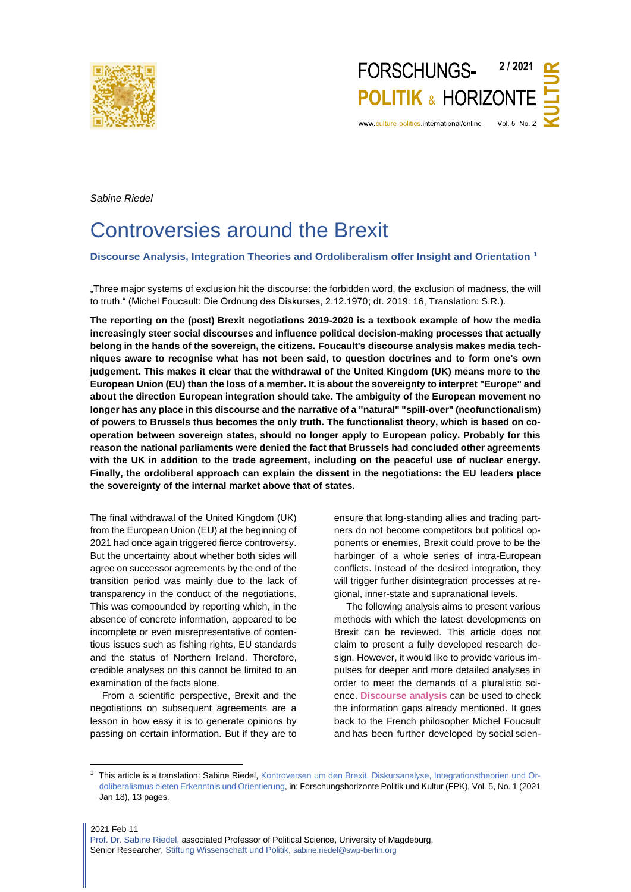*Sabine Riedel*

# Controversies around the Brexit

### Discourse Analysis, Integration Theories and Ordoliberalism offer Insight and Orientation [1]

„Three major systems of exclusion hit the discourse: the forbidden word, the exclusion of madness, the will to truth." (Michel Foucault: Die Ordnung des Diskurses, 2.12.1970; dt. 2019: 16, Translation: S.R.).

**The reporting on the (post) Brexit negotiations 2019-2020 is a textbook example of how the media increasingly steer social discourses and influence political decision-making processes that actually belong in the hands of the sovereign, the citizens. Foucault's discourse analysis makes media techniques aware to recognise what has not been said, to question doctrines and to form one's own judgement. This makes it clear that the withdrawal of the United Kingdom (UK) means more to the European Union (EU) than the loss of a member. It is about the sovereignty to interpret "Europe" and about the direction European integration should take. The ambiguity of the European movement no longer has any place in this discourse and the narrative of a "natural" "spill-over" (neofunctionalism) of powers to Brussels thus becomes the only truth. The functionalist theory, which is based on cooperation between sovereign states, should no longer apply to European policy. Probably for this reason the national parliaments were denied the fact that Brussels had concluded other agreements with the UK in addition to the trade agreement, including on the peaceful use of nuclear energy. Finally, the ordoliberal approach can explain the dissent in the negotiations: the EU leaders place the sovereignty of the internal market above that of states.**

The final withdrawal of the United Kingdom (UK) from the European Union (EU) at the beginning of 2021 had once again triggered fierce controversy. But the uncertainty about whether both sides will agree on successor agreements by the end of the transition period was mainly due to the lack of transparency in the conduct of the negotiations. This was compounded by reporting which, in the absence of concrete information, appeared to be incomplete or even misrepresentative of contentious issues such as fishing rights, EU standards and the status of Northern Ireland. Therefore, credible analyses on this cannot be limited to an examination of the facts alone.

From a scientific perspective, Brexit and the negotiations on subsequent agreements are a lesson in how easy it is to generate opinions by passing on certain information. But if they are to ensure that long-standing allies and trading partners do not become competitors but political opponents or enemies, Brexit could prove to be the harbinger of a whole series of intra-European conflicts. Instead of the desired integration, they will trigger further disintegration processes at regional, inner-state and supranational levels.

The following analysis aims to present various methods with which the latest developments on Brexit can be reviewed. This article does not claim to present a fully developed research design. However, it would like to provide various impulses for deeper and more detailed analyses in order to meet the demands of a pluralistic science. **Discourse analysis** can be used to check the information gaps already mentioned. It goes back to the French philosopher Michel Foucault and has been further developed by social scien-

---

[1] This article is a translation: Sabine Riedel, Kontroversen um den Brexit. Diskursanalyse, Integrationstheorien und Ordoliberalismus bieten Erkenntnis und Orientierung, in: Forschungshorizonte Politik und Kultur (FPK), Vol. 5, No. 1 (2021 Jan 18), 13 pages.

2021 Feb 11
Prof. Dr. Sabine Riedel, associated Professor of Political Science, University of Magdeburg,
Senior Researcher, Stiftung Wissenschaft und Politik, sabine.riedel@swp-berlin.org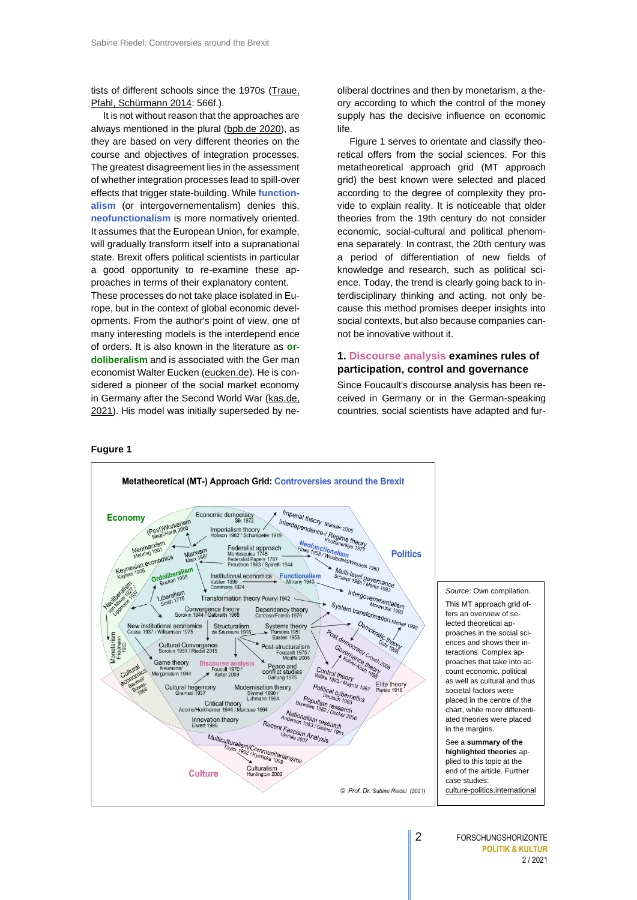tists of different schools since the 1970s (Traue, Pfahl, Schürmann 2014: 566f.).

It is not without reason that the approaches are always mentioned in the plural (bpb.de 2020), as they are based on very different theories on the course and objectives of integration processes. The greatest disagreement lies in the assessment of whether integration processes lead to spill-over effects that trigger state-building. While **functionalism** (or intergovernementalism) denies this, **neofunctionalism** is more normatively oriented. It assumes that the European Union, for example, will gradually transform itself into a supranational state. Brexit offers political scientists in particular a good opportunity to re-examine these approaches in terms of their explanatory content.
These processes do not take place isolated in Europe, but in the context of global economic developments. From the author's point of view, one of many interesting models is the interdepend ence of orders. It is also known in the literature as **ordoliberalism** and is associated with the Ger man economist Walter Eucken (eucken.de). He is considered a pioneer of the social market economy in Germany after the Second World War (kas.de, 2021). His model was initially superseded by neoliberal doctrines and then by monetarism, a theory according to which the control of the money supply has the decisive influence on economic life.

Figure 1 serves to orientate and classify theoretical offers from the social sciences. For this metatheoretical approach grid (MT approach grid) the best known were selected and placed according to the degree of complexity they provide to explain reality. It is noticeable that older theories from the 19th century do not consider economic, social-cultural and political phenomena separately. In contrast, the 20th century was a period of differentiation of new fields of knowledge and research, such as political science. Today, the trend is clearly going back to interdisciplinary thinking and acting, not only because this method promises deeper insights into social contexts, but also because companies cannot be innovative without it.

## 1. Discourse analysis examines rules of participation, control and governance

Since Foucault's discourse analysis has been received in Germany or in the German-speaking countries, social scientists have adapted and fur-

**Fugure 1**

**Metatheoretical (MT-) Approach Grid: Controversies around the Brexit**

Economy — Politics — Culture

(Post)Workerism Negri/Hardt 2000; Economic democracy Sik 1972; Imperial theory Münkler 2005; Neomarxism Mehring 1901; Imperialism theory Hobson 1902 / Schumpeter 1919; Interdependence-/ Regime theory Keohane/Nye 1977; Marxism Marx 1867; Federalist approach Montesquieu 1748 / Federalist Papers 1787 / Proudhon 1863 / Spinelli 1944; Neofunctionalism Haas 1958 / Weidenfeld/Wessels 1980; Keynesian economics Keynes 1936; Ordoliberalism Eucken 1959; Institutional economics Veblen 1899 / Commons 1924; Functionalism Mitrany 1943; Multi-level governance Scharpf 1985 / Marks 1993; Neoliberalism von Mises 1927 / Lippmann 1937; Liberalism Smith 1776; Transformation theory Polanyi 1942; Intergovernmentalism Moravcsik 1993; Convergence theory Sorokin 1944 / Galbraith 1968; Dependency theory Cardoso/Faletto 1976; System transformation Merkel 1999; New institutional economics Coase 1937 / Williamson 1975; Structuralism de Saussure 1916; Systems theory Parsons 1951 / Easton 1953; Demokratic theory Dahl 1956; Monetarism Friedmann 1963; Cultural Convergence Sorokin 1951 / Riedel 2015; Post-structuralism Foucault 1975 / Mouffe 2008; Post democracy Crouch 2008; Game theory Neumann/Morgenstern 1944; Discourse analysis Foucault 1970 / Keller 2009; Peace and conflict studies Galtung 1975; Governance theory Kohler-Koch 1989; Cultural economics Baumol/Bowen 1966; Control theory Willke 1983 / Mayntz 1987; Elite theory Pareto 1916; Cultural hegemony Gramsci 1937; Modernisation theory Simmel 1890 / Luhmann 1984; Political cybernetics Deutsch 1963; Critical theory Adorno/Horkheimer 1944 / Marcuse 1964; Populism research Bourdieu 1982 / Decker 2006; Innovation theory Elwert 1996; Nationalism research Anderson 1983 / Gellner 1991; Recent Fascism Analysis Gentile 2007; Multiculturalism/Communitarianisms Taylor 1992 / Kymlicka 1999; Culturalism Huntington 2002

© Prof. Dr. Sabine Riedel (2021)

*Source*: Own compilation.

This MT approach grid offers an overview of selected theoretical approaches in the social sciences and shows their interactions. Complex approaches that take into account economic, political as well as cultural and thus societal factors were placed in the centre of the chart, while more differentiated theories were placed in the margins.

See a **summary of the highlighted theories** applied to this topic at the end of the article. Further case studies: culture-politics.international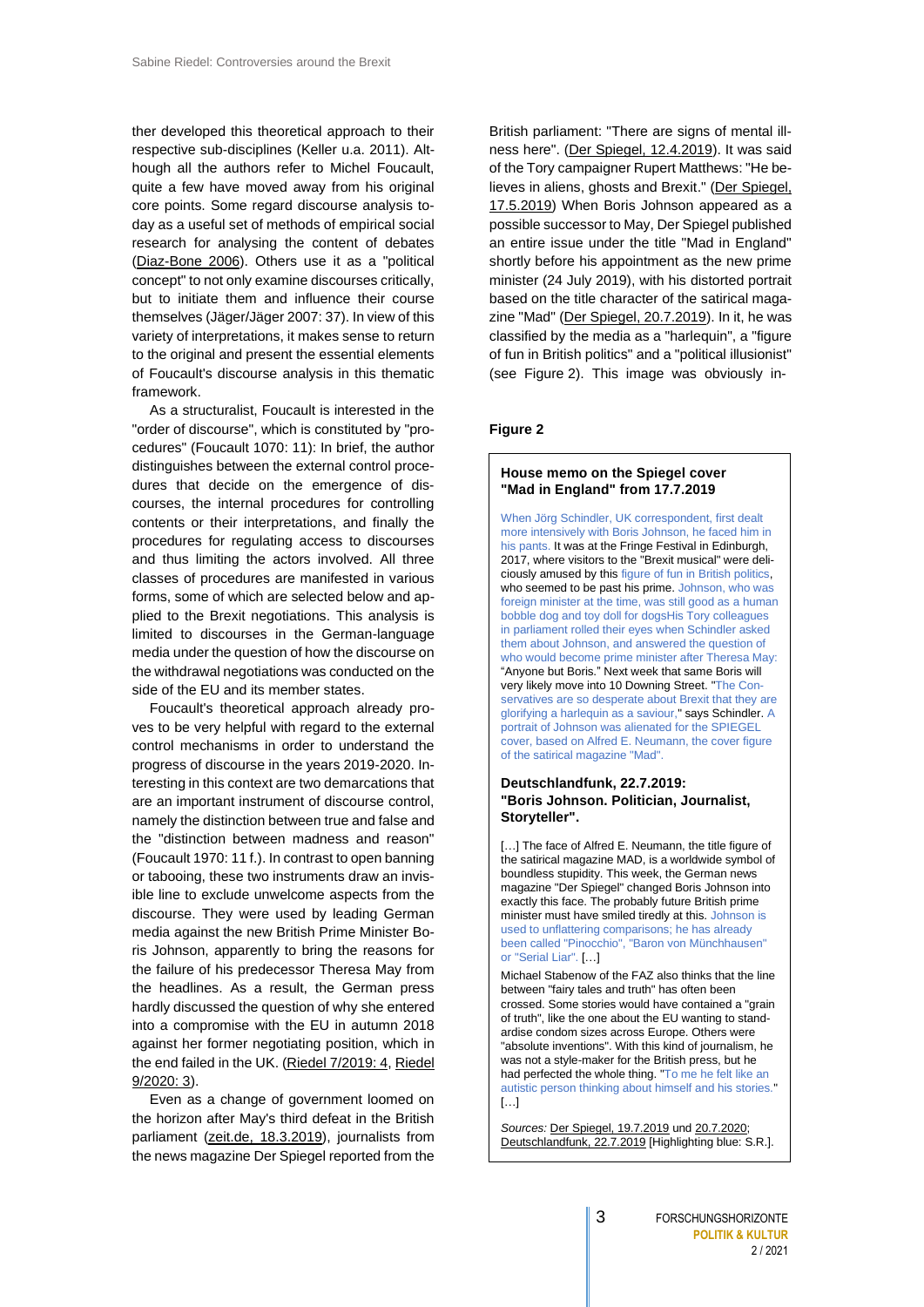ther developed this theoretical approach to their respective sub-disciplines (Keller u.a. 2011). Although all the authors refer to Michel Foucault, quite a few have moved away from his original core points. Some regard discourse analysis today as a useful set of methods of empirical social research for analysing the content of debates (Diaz-Bone 2006). Others use it as a "political concept" to not only examine discourses critically, but to initiate them and influence their course themselves (Jäger/Jäger 2007: 37). In view of this variety of interpretations, it makes sense to return to the original and present the essential elements of Foucault's discourse analysis in this thematic framework.

As a structuralist, Foucault is interested in the "order of discourse", which is constituted by "procedures" (Foucault 1070: 11): In brief, the author distinguishes between the external control procedures that decide on the emergence of discourses, the internal procedures for controlling contents or their interpretations, and finally the procedures for regulating access to discourses and thus limiting the actors involved. All three classes of procedures are manifested in various forms, some of which are selected below and applied to the Brexit negotiations. This analysis is limited to discourses in the German-language media under the question of how the discourse on the withdrawal negotiations was conducted on the side of the EU and its member states.

Foucault's theoretical approach already proves to be very helpful with regard to the external control mechanisms in order to understand the progress of discourse in the years 2019-2020. Interesting in this context are two demarcations that are an important instrument of discourse control, namely the distinction between true and false and the "distinction between madness and reason" (Foucault 1970: 11 f.). In contrast to open banning or tabooing, these two instruments draw an invisible line to exclude unwelcome aspects from the discourse. They were used by leading German media against the new British Prime Minister Boris Johnson, apparently to bring the reasons for the failure of his predecessor Theresa May from the headlines. As a result, the German press hardly discussed the question of why she entered into a compromise with the EU in autumn 2018 against her former negotiating position, which in the end failed in the UK. (Riedel 7/2019: 4, Riedel 9/2020: 3).

Even as a change of government loomed on the horizon after May's third defeat in the British parliament (zeit.de, 18.3.2019), journalists from the news magazine Der Spiegel reported from the British parliament: "There are signs of mental illness here". (Der Spiegel, 12.4.2019). It was said of the Tory campaigner Rupert Matthews: "He believes in aliens, ghosts and Brexit." (Der Spiegel, 17.5.2019) When Boris Johnson appeared as a possible successor to May, Der Spiegel published an entire issue under the title "Mad in England" shortly before his appointment as the new prime minister (24 July 2019), with his distorted portrait based on the title character of the satirical magazine "Mad" (Der Spiegel, 20.7.2019). In it, he was classified by the media as a "harlequin", a "figure of fun in British politics" and a "political illusionist" (see Figure 2). This image was obviously in-

**Figure 2**

> **House memo on the Spiegel cover "Mad in England" from 17.7.2019**
>
> When Jörg Schindler, UK correspondent, first dealt more intensively with Boris Johnson, he faced him in his pants. It was at the Fringe Festival in Edinburgh, 2017, where visitors to the "Brexit musical" were deliciously amused by this figure of fun in British politics, who seemed to be past his prime. Johnson, who was foreign minister at the time, was still good as a human bobble dog and toy doll for dogsHis Tory colleagues in parliament rolled their eyes when Schindler asked them about Johnson, and answered the question of who would become prime minister after Theresa May: "Anyone but Boris." Next week that same Boris will very likely move into 10 Downing Street. "The Conservatives are so desperate about Brexit that they are glorifying a harlequin as a saviour," says Schindler. A portrait of Johnson was alienated for the SPIEGEL cover, based on Alfred E. Neumann, the cover figure of the satirical magazine "Mad".
>
> **Deutschlandfunk, 22.7.2019: "Boris Johnson. Politician, Journalist, Storyteller".**
>
> […] The face of Alfred E. Neumann, the title figure of the satirical magazine MAD, is a worldwide symbol of boundless stupidity. This week, the German news magazine "Der Spiegel" changed Boris Johnson into exactly this face. The probably future British prime minister must have smiled tiredly at this. Johnson is used to unflattering comparisons; he has already been called "Pinocchio", "Baron von Münchhausen" or "Serial Liar". […]
>
> Michael Stabenow of the FAZ also thinks that the line between "fairy tales and truth" has often been crossed. Some stories would have contained a "grain of truth", like the one about the EU wanting to standardise condom sizes across Europe. Others were "absolute inventions". With this kind of journalism, he was not a style-maker for the British press, but he had perfected the whole thing. "To me he felt like an autistic person thinking about himself and his stories." […]
>
> *Sources:* Der Spiegel, 19.7.2019 und 20.7.2020; Deutschlandfunk, 22.7.2019 [Highlighting blue: S.R.].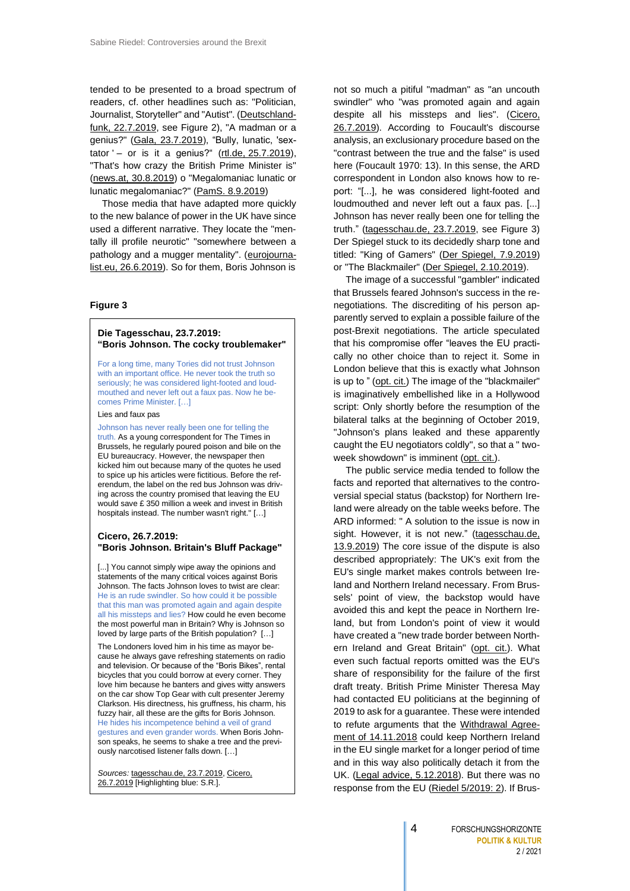tended to be presented to a broad spectrum of readers, cf. other headlines such as: "Politician, Journalist, Storyteller" and "Autist". (Deutschlandfunk, 22.7.2019, see Figure 2), "A madman or a genius?" (Gala, 23.7.2019), "Bully, lunatic, 'sextator ' – or is it a genius?" (rtl.de, 25.7.2019), "That's how crazy the British Prime Minister is" (news.at, 30.8.2019) o "Megalomaniac lunatic or lunatic megalomaniac?" (PamS. 8.9.2019)

Those media that have adapted more quickly to the new balance of power in the UK have since used a different narrative. They locate the "mentally ill profile neurotic" "somewhere between a pathology and a mugger mentality". (eurojournalist.eu, 26.6.2019). So for them, Boris Johnson is

**Figure 3**

**Die Tagesschau, 23.7.2019: "Boris Johnson. The cocky troublemaker"**

For a long time, many Tories did not trust Johnson with an important office. He never took the truth so seriously; he was considered light-footed and loudmouthed and never left out a faux pas. Now he becomes Prime Minister. […]

Lies and faux pas

Johnson has never really been one for telling the truth. As a young correspondent for The Times in Brussels, he regularly poured poison and bile on the EU bureaucracy. However, the newspaper then kicked him out because many of the quotes he used to spice up his articles were fictitious. Before the referendum, the label on the red bus Johnson was driving across the country promised that leaving the EU would save £ 350 million a week and invest in British hospitals instead. The number wasn't right." […]

**Cicero, 26.7.2019: "Boris Johnson. Britain's Bluff Package"**

[...] You cannot simply wipe away the opinions and statements of the many critical voices against Boris Johnson. The facts Johnson loves to twist are clear: He is an rude swindler. So how could it be possible that this man was promoted again and again despite all his missteps and lies? How could he even become the most powerful man in Britain? Why is Johnson so loved by large parts of the British population? […]

The Londoners loved him in his time as mayor because he always gave refreshing statements on radio and television. Or because of the "Boris Bikes", rental bicycles that you could borrow at every corner. They love him because he banters and gives witty answers on the car show Top Gear with cult presenter Jeremy Clarkson. His directness, his gruffness, his charm, his fuzzy hair, all these are the gifts for Boris Johnson. He hides his incompetence behind a veil of grand gestures and even grander words. When Boris Johnson speaks, he seems to shake a tree and the previously narcotised listener falls down. […]

*Sources:* tagesschau.de, 23.7.2019, Cicero, 26.7.2019 [Highlighting blue: S.R.].

not so much a pitiful "madman" as "an uncouth swindler" who "was promoted again and again despite all his missteps and lies". (Cicero, 26.7.2019). According to Foucault's discourse analysis, an exclusionary procedure based on the "contrast between the true and the false" is used here (Foucault 1970: 13). In this sense, the ARD correspondent in London also knows how to report: "[...], he was considered light-footed and loudmouthed and never left out a faux pas. [...] Johnson has never really been one for telling the truth." (tagesschau.de, 23.7.2019, see Figure 3) Der Spiegel stuck to its decidedly sharp tone and titled: "King of Gamers" (Der Spiegel, 7.9.2019) or "The Blackmailer" (Der Spiegel, 2.10.2019).

The image of a successful "gambler" indicated that Brussels feared Johnson's success in the renegotiations. The discrediting of his person apparently served to explain a possible failure of the post-Brexit negotiations. The article speculated that his compromise offer "leaves the EU practically no other choice than to reject it. Some in London believe that this is exactly what Johnson is up to " (opt. cit.) The image of the "blackmailer" is imaginatively embellished like in a Hollywood script: Only shortly before the resumption of the bilateral talks at the beginning of October 2019, "Johnson's plans leaked and these apparently caught the EU negotiators coldly", so that a " two-week showdown" is imminent (opt. cit.).

The public service media tended to follow the facts and reported that alternatives to the controversial special status (backstop) for Northern Ireland were already on the table weeks before. The ARD informed: " A solution to the issue is now in sight. However, it is not new." (tagesschau.de, 13.9.2019) The core issue of the dispute is also described appropriately: The UK's exit from the EU's single market makes controls between Ireland and Northern Ireland necessary. From Brussels' point of view, the backstop would have avoided this and kept the peace in Northern Ireland, but from London's point of view it would have created a "new trade border between Northern Ireland and Great Britain" (opt. cit.). What even such factual reports omitted was the EU's share of responsibility for the failure of the first draft treaty. British Prime Minister Theresa May had contacted EU politicians at the beginning of 2019 to ask for a guarantee. These were intended to refute arguments that the Withdrawal Agreement of 14.11.2018 could keep Northern Ireland in the EU single market for a longer period of time and in this way also politically detach it from the UK. (Legal advice, 5.12.2018). But there was no response from the EU (Riedel 5/2019: 2). If Brus-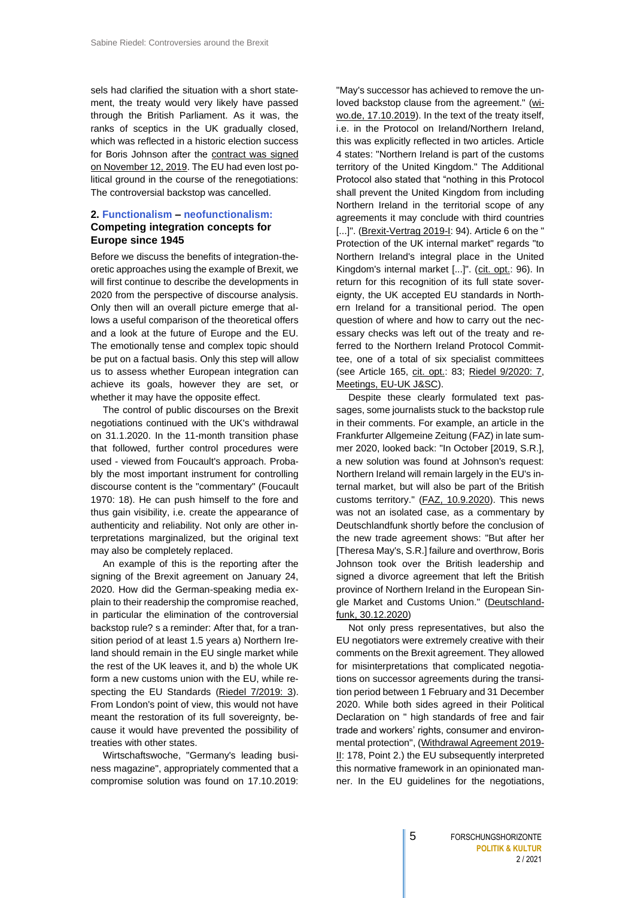sels had clarified the situation with a short statement, the treaty would very likely have passed through the British Parliament. As it was, the ranks of sceptics in the UK gradually closed, which was reflected in a historic election success for Boris Johnson after the contract was signed on November 12, 2019. The EU had even lost political ground in the course of the renegotiations: The controversial backstop was cancelled.

## 2. Functionalism – neofunctionalism: Competing integration concepts for Europe since 1945

Before we discuss the benefits of integration-theoretic approaches using the example of Brexit, we will first continue to describe the developments in 2020 from the perspective of discourse analysis. Only then will an overall picture emerge that allows a useful comparison of the theoretical offers and a look at the future of Europe and the EU. The emotionally tense and complex topic should be put on a factual basis. Only this step will allow us to assess whether European integration can achieve its goals, however they are set, or whether it may have the opposite effect.

The control of public discourses on the Brexit negotiations continued with the UK's withdrawal on 31.1.2020. In the 11-month transition phase that followed, further control procedures were used - viewed from Foucault's approach. Probably the most important instrument for controlling discourse content is the "commentary" (Foucault 1970: 18). He can push himself to the fore and thus gain visibility, i.e. create the appearance of authenticity and reliability. Not only are other interpretations marginalized, but the original text may also be completely replaced.

An example of this is the reporting after the signing of the Brexit agreement on January 24, 2020. How did the German-speaking media explain to their readership the compromise reached, in particular the elimination of the controversial backstop rule? s a reminder: After that, for a transition period of at least 1.5 years a) Northern Ireland should remain in the EU single market while the rest of the UK leaves it, and b) the whole UK form a new customs union with the EU, while respecting the EU Standards (Riedel 7/2019: 3). From London's point of view, this would not have meant the restoration of its full sovereignty, because it would have prevented the possibility of treaties with other states.

Wirtschaftswoche, "Germany's leading business magazine", appropriately commented that a compromise solution was found on 17.10.2019: "May's successor has achieved to remove the unloved backstop clause from the agreement." (wiwo.de, 17.10.2019). In the text of the treaty itself, i.e. in the Protocol on Ireland/Northern Ireland, this was explicitly reflected in two articles. Article 4 states: "Northern Ireland is part of the customs territory of the United Kingdom." The Additional Protocol also stated that "nothing in this Protocol shall prevent the United Kingdom from including Northern Ireland in the territorial scope of any agreements it may conclude with third countries [...]". (Brexit-Vertrag 2019-I: 94). Article 6 on the " Protection of the UK internal market" regards "to Northern Ireland's integral place in the United Kingdom's internal market [...]". (cit. opt.: 96). In return for this recognition of its full state sovereignty, the UK accepted EU standards in Northern Ireland for a transitional period. The open question of where and how to carry out the necessary checks was left out of the treaty and referred to the Northern Ireland Protocol Committee, one of a total of six specialist committees (see Article 165, cit. opt.: 83; Riedel 9/2020: 7, Meetings, EU-UK J&SC).

Despite these clearly formulated text passages, some journalists stuck to the backstop rule in their comments. For example, an article in the Frankfurter Allgemeine Zeitung (FAZ) in late summer 2020, looked back: "In October [2019, S.R.], a new solution was found at Johnson's request: Northern Ireland will remain largely in the EU's internal market, but will also be part of the British customs territory." (FAZ, 10.9.2020). This news was not an isolated case, as a commentary by Deutschlandfunk shortly before the conclusion of the new trade agreement shows: "But after her [Theresa May's, S.R.] failure and overthrow, Boris Johnson took over the British leadership and signed a divorce agreement that left the British province of Northern Ireland in the European Single Market and Customs Union." (Deutschlandfunk, 30.12.2020)

Not only press representatives, but also the EU negotiators were extremely creative with their comments on the Brexit agreement. They allowed for misinterpretations that complicated negotiations on successor agreements during the transition period between 1 February and 31 December 2020. While both sides agreed in their Political Declaration on " high standards of free and fair trade and workers' rights, consumer and environmental protection", (Withdrawal Agreement 2019-II: 178, Point 2.) the EU subsequently interpreted this normative framework in an opinionated manner. In the EU guidelines for the negotiations,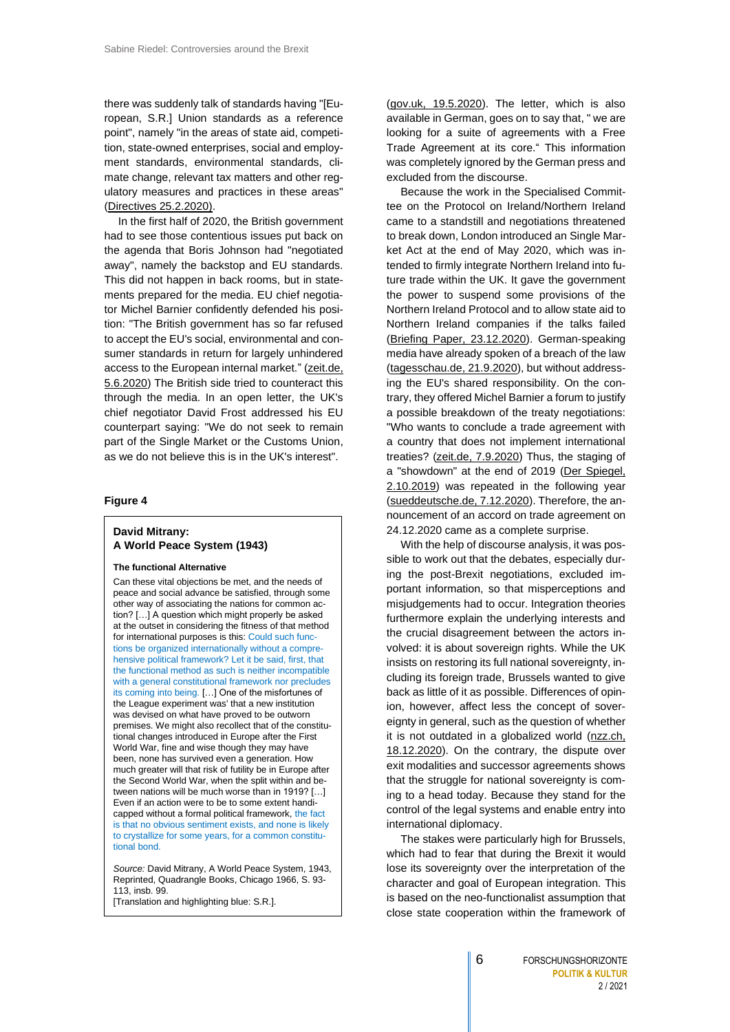there was suddenly talk of standards having "[European, S.R.] Union standards as a reference point", namely "in the areas of state aid, competition, state-owned enterprises, social and employment standards, environmental standards, climate change, relevant tax matters and other regulatory measures and practices in these areas" (Directives 25.2.2020).

In the first half of 2020, the British government had to see those contentious issues put back on the agenda that Boris Johnson had "negotiated away", namely the backstop and EU standards. This did not happen in back rooms, but in statements prepared for the media. EU chief negotiator Michel Barnier confidently defended his position: "The British government has so far refused to accept the EU's social, environmental and consumer standards in return for largely unhindered access to the European internal market." (zeit.de, 5.6.2020) The British side tried to counteract this through the media. In an open letter, the UK's chief negotiator David Frost addressed his EU counterpart saying: "We do not seek to remain part of the Single Market or the Customs Union, as we do not believe this is in the UK's interest".

**Figure 4**

> **David Mitrany: A World Peace System (1943)**
>
> **The functional Alternative**
>
> Can these vital objections be met, and the needs of peace and social advance be satisfied, through some other way of associating the nations for common action? […] A question which might properly be asked at the outset in considering the fitness of that method for international purposes is this: Could such functions be organized internationally without a comprehensive political framework? Let it be said, first, that the functional method as such is neither incompatible with a general constitutional framework nor precludes its coming into being. […] One of the misfortunes of the League experiment was' that a new institution was devised on what have proved to be outworn premises. We might also recollect that of the constitutional changes introduced in Europe after the First World War, fine and wise though they may have been, none has survived even a generation. How much greater will that risk of futility be in Europe after the Second World War, when the split within and between nations will be much worse than in 1919? […] Even if an action were to be to some extent handicapped without a formal political framework, the fact is that no obvious sentiment exists, and none is likely to crystallize for some years, for a common constitutional bond.
>
> *Source:* David Mitrany, A World Peace System, 1943, Reprinted, Quadrangle Books, Chicago 1966, S. 93-113, insb. 99.
> [Translation and highlighting blue: S.R.].

(gov.uk, 19.5.2020). The letter, which is also available in German, goes on to say that, " we are looking for a suite of agreements with a Free Trade Agreement at its core." This information was completely ignored by the German press and excluded from the discourse.

Because the work in the Specialised Committee on the Protocol on Ireland/Northern Ireland came to a standstill and negotiations threatened to break down, London introduced an Single Market Act at the end of May 2020, which was intended to firmly integrate Northern Ireland into future trade within the UK. It gave the government the power to suspend some provisions of the Northern Ireland Protocol and to allow state aid to Northern Ireland companies if the talks failed (Briefing Paper, 23.12.2020). German-speaking media have already spoken of a breach of the law (tagesschau.de, 21.9.2020), but without addressing the EU's shared responsibility. On the contrary, they offered Michel Barnier a forum to justify a possible breakdown of the treaty negotiations: "Who wants to conclude a trade agreement with a country that does not implement international treaties? (zeit.de, 7.9.2020) Thus, the staging of a "showdown" at the end of 2019 (Der Spiegel, 2.10.2019) was repeated in the following year (sueddeutsche.de, 7.12.2020). Therefore, the announcement of an accord on trade agreement on 24.12.2020 came as a complete surprise.

With the help of discourse analysis, it was possible to work out that the debates, especially during the post-Brexit negotiations, excluded important information, so that misperceptions and misjudgements had to occur. Integration theories furthermore explain the underlying interests and the crucial disagreement between the actors involved: it is about sovereign rights. While the UK insists on restoring its full national sovereignty, including its foreign trade, Brussels wanted to give back as little of it as possible. Differences of opinion, however, affect less the concept of sovereignty in general, such as the question of whether it is not outdated in a globalized world (nzz.ch, 18.12.2020). On the contrary, the dispute over exit modalities and successor agreements shows that the struggle for national sovereignty is coming to a head today. Because they stand for the control of the legal systems and enable entry into international diplomacy.

The stakes were particularly high for Brussels, which had to fear that during the Brexit it would lose its sovereignty over the interpretation of the character and goal of European integration. This is based on the neo-functionalist assumption that close state cooperation within the framework of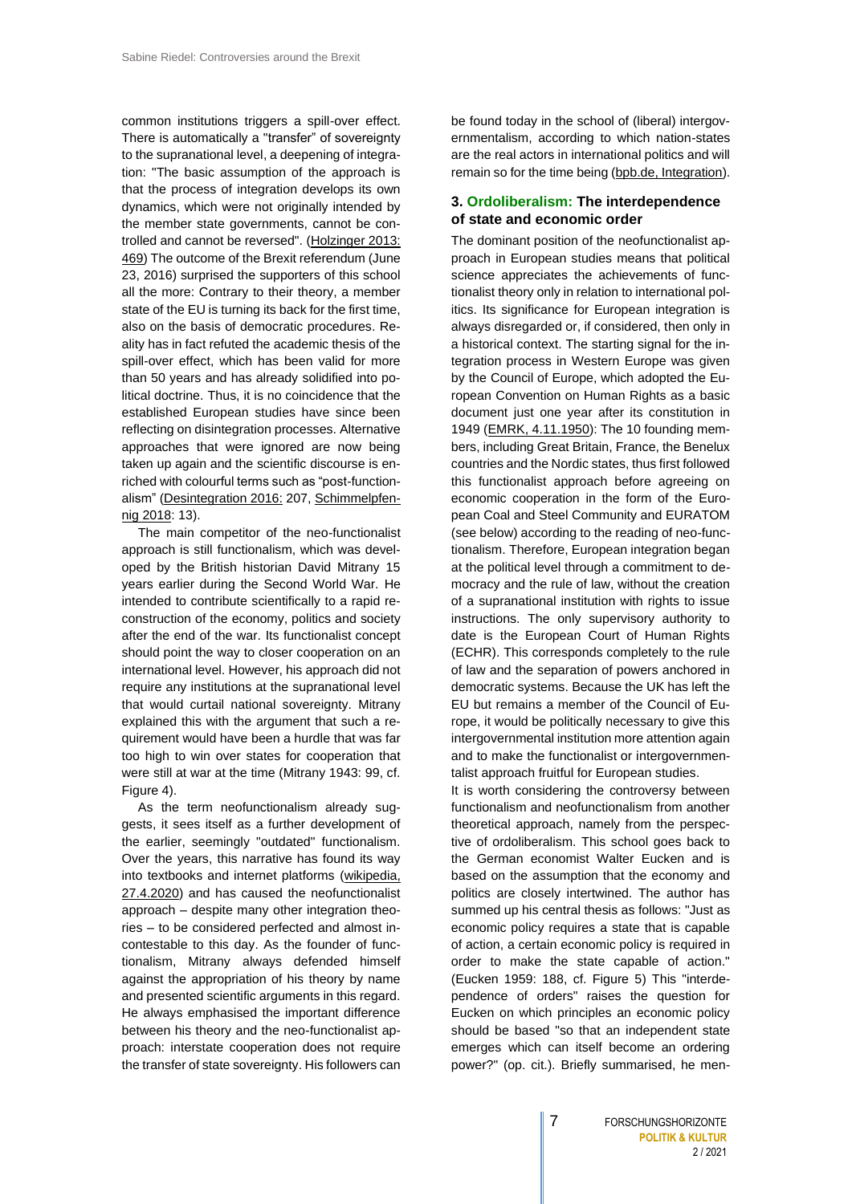common institutions triggers a spill-over effect. There is automatically a "transfer" of sovereignty to the supranational level, a deepening of integration: "The basic assumption of the approach is that the process of integration develops its own dynamics, which were not originally intended by the member state governments, cannot be controlled and cannot be reversed". (Holzinger 2013: 469) The outcome of the Brexit referendum (June 23, 2016) surprised the supporters of this school all the more: Contrary to their theory, a member state of the EU is turning its back for the first time, also on the basis of democratic procedures. Reality has in fact refuted the academic thesis of the spill-over effect, which has been valid for more than 50 years and has already solidified into political doctrine. Thus, it is no coincidence that the established European studies have since been reflecting on disintegration processes. Alternative approaches that were ignored are now being taken up again and the scientific discourse is enriched with colourful terms such as "post-functionalism" (Desintegration 2016: 207, Schimmelpfennig 2018: 13).

The main competitor of the neo-functionalist approach is still functionalism, which was developed by the British historian David Mitrany 15 years earlier during the Second World War. He intended to contribute scientifically to a rapid reconstruction of the economy, politics and society after the end of the war. Its functionalist concept should point the way to closer cooperation on an international level. However, his approach did not require any institutions at the supranational level that would curtail national sovereignty. Mitrany explained this with the argument that such a requirement would have been a hurdle that was far too high to win over states for cooperation that were still at war at the time (Mitrany 1943: 99, cf. Figure 4).

As the term neofunctionalism already suggests, it sees itself as a further development of the earlier, seemingly "outdated" functionalism. Over the years, this narrative has found its way into textbooks and internet platforms (wikipedia, 27.4.2020) and has caused the neofunctionalist approach – despite many other integration theories – to be considered perfected and almost incontestable to this day. As the founder of functionalism, Mitrany always defended himself against the appropriation of his theory by name and presented scientific arguments in this regard. He always emphasised the important difference between his theory and the neo-functionalist approach: interstate cooperation does not require the transfer of state sovereignty. His followers can be found today in the school of (liberal) intergovernmentalism, according to which nation-states are the real actors in international politics and will remain so for the time being (bpb.de, Integration).

### 3. Ordoliberalism: The interdependence of state and economic order

The dominant position of the neofunctionalist approach in European studies means that political science appreciates the achievements of functionalist theory only in relation to international politics. Its significance for European integration is always disregarded or, if considered, then only in a historical context. The starting signal for the integration process in Western Europe was given by the Council of Europe, which adopted the European Convention on Human Rights as a basic document just one year after its constitution in 1949 (EMRK, 4.11.1950): The 10 founding members, including Great Britain, France, the Benelux countries and the Nordic states, thus first followed this functionalist approach before agreeing on economic cooperation in the form of the European Coal and Steel Community and EURATOM (see below) according to the reading of neo-functionalism. Therefore, European integration began at the political level through a commitment to democracy and the rule of law, without the creation of a supranational institution with rights to issue instructions. The only supervisory authority to date is the European Court of Human Rights (ECHR). This corresponds completely to the rule of law and the separation of powers anchored in democratic systems. Because the UK has left the EU but remains a member of the Council of Europe, it would be politically necessary to give this intergovernmental institution more attention again and to make the functionalist or intergovernmentalist approach fruitful for European studies.

It is worth considering the controversy between functionalism and neofunctionalism from another theoretical approach, namely from the perspective of ordoliberalism. This school goes back to the German economist Walter Eucken and is based on the assumption that the economy and politics are closely intertwined. The author has summed up his central thesis as follows: "Just as economic policy requires a state that is capable of action, a certain economic policy is required in order to make the state capable of action." (Eucken 1959: 188, cf. Figure 5) This "interdependence of orders" raises the question for Eucken on which principles an economic policy should be based "so that an independent state emerges which can itself become an ordering power?" (op. cit.). Briefly summarised, he men-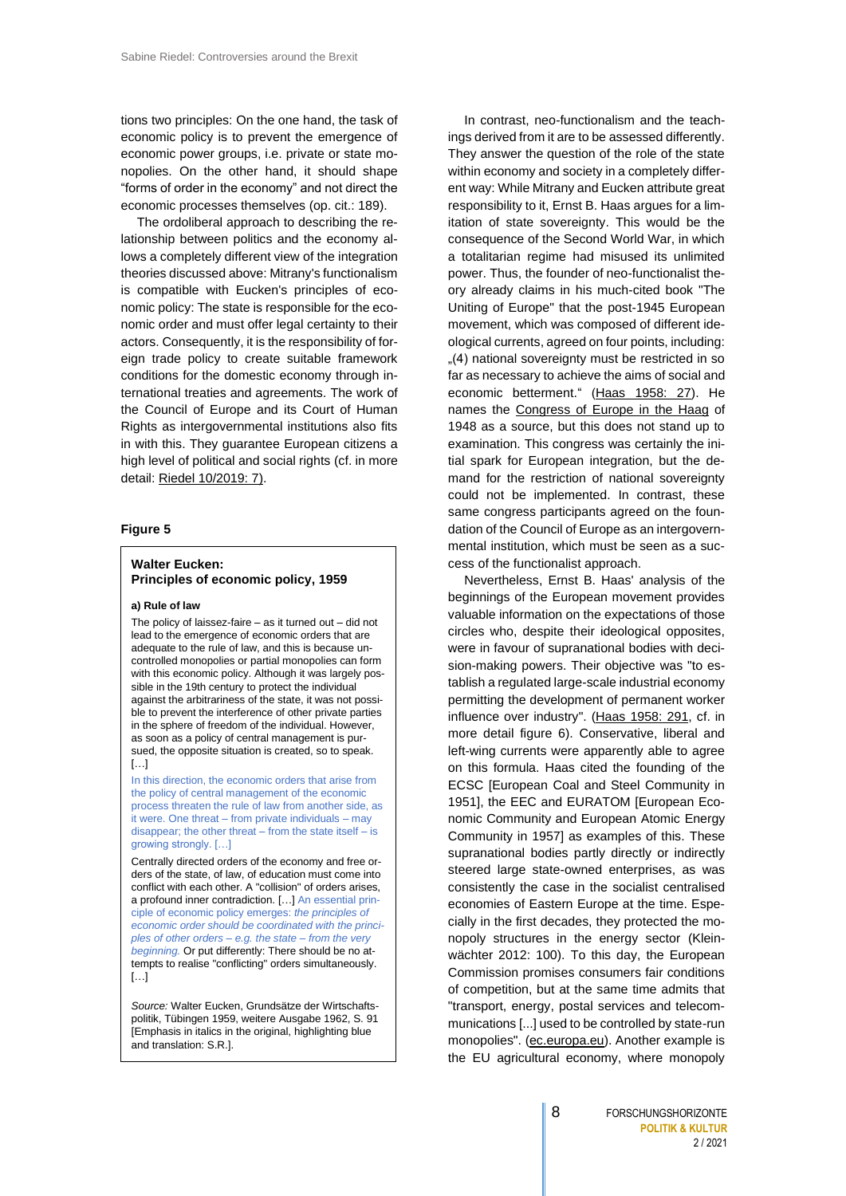tions two principles: On the one hand, the task of economic policy is to prevent the emergence of economic power groups, i.e. private or state monopolies. On the other hand, it should shape "forms of order in the economy" and not direct the economic processes themselves (op. cit.: 189).

The ordoliberal approach to describing the relationship between politics and the economy allows a completely different view of the integration theories discussed above: Mitrany's functionalism is compatible with Eucken's principles of economic policy: The state is responsible for the economic order and must offer legal certainty to their actors. Consequently, it is the responsibility of foreign trade policy to create suitable framework conditions for the domestic economy through international treaties and agreements. The work of the Council of Europe and its Court of Human Rights as intergovernmental institutions also fits in with this. They guarantee European citizens a high level of political and social rights (cf. in more detail: Riedel 10/2019: 7).

**Figure 5**

> **Walter Eucken:**
> **Principles of economic policy, 1959**
>
> **a) Rule of law**
>
> The policy of laissez-faire – as it turned out – did not lead to the emergence of economic orders that are adequate to the rule of law, and this is because uncontrolled monopolies or partial monopolies can form with this economic policy. Although it was largely possible in the 19th century to protect the individual against the arbitrariness of the state, it was not possible to prevent the interference of other private parties in the sphere of freedom of the individual. However, as soon as a policy of central management is pursued, the opposite situation is created, so to speak. […]
>
> In this direction, the economic orders that arise from the policy of central management of the economic process threaten the rule of law from another side, as it were. One threat – from private individuals – may disappear; the other threat – from the state itself – is growing strongly. […]
>
> Centrally directed orders of the economy and free orders of the state, of law, of education must come into conflict with each other. A "collision" of orders arises, a profound inner contradiction. […] An essential principle of economic policy emerges: *the principles of economic order should be coordinated with the principles of other orders – e.g. the state – from the very beginning.* Or put differently: There should be no attempts to realise "conflicting" orders simultaneously. […]
>
> *Source:* Walter Eucken, Grundsätze der Wirtschaftspolitik, Tübingen 1959, weitere Ausgabe 1962, S. 91 [Emphasis in italics in the original, highlighting blue and translation: S.R.].

In contrast, neo-functionalism and the teachings derived from it are to be assessed differently. They answer the question of the role of the state within economy and society in a completely different way: While Mitrany and Eucken attribute great responsibility to it, Ernst B. Haas argues for a limitation of state sovereignty. This would be the consequence of the Second World War, in which a totalitarian regime had misused its unlimited power. Thus, the founder of neo-functionalist theory already claims in his much-cited book "The Uniting of Europe" that the post-1945 European movement, which was composed of different ideological currents, agreed on four points, including: „(4) national sovereignty must be restricted in so far as necessary to achieve the aims of social and economic betterment." (Haas 1958: 27). He names the Congress of Europe in the Haag of 1948 as a source, but this does not stand up to examination. This congress was certainly the initial spark for European integration, but the demand for the restriction of national sovereignty could not be implemented. In contrast, these same congress participants agreed on the foundation of the Council of Europe as an intergovernmental institution, which must be seen as a success of the functionalist approach.

Nevertheless, Ernst B. Haas' analysis of the beginnings of the European movement provides valuable information on the expectations of those circles who, despite their ideological opposites, were in favour of supranational bodies with decision-making powers. Their objective was "to establish a regulated large-scale industrial economy permitting the development of permanent worker influence over industry". (Haas 1958: 291, cf. in more detail figure 6). Conservative, liberal and left-wing currents were apparently able to agree on this formula. Haas cited the founding of the ECSC [European Coal and Steel Community in 1951], the EEC and EURATOM [European Economic Community and European Atomic Energy Community in 1957] as examples of this. These supranational bodies partly directly or indirectly steered large state-owned enterprises, as was consistently the case in the socialist centralised economies of Eastern Europe at the time. Especially in the first decades, they protected the monopoly structures in the energy sector (Kleinwächter 2012: 100). To this day, the European Commission promises consumers fair conditions of competition, but at the same time admits that "transport, energy, postal services and telecommunications [...] used to be controlled by state-run monopolies". (ec.europa.eu). Another example is the EU agricultural economy, where monopoly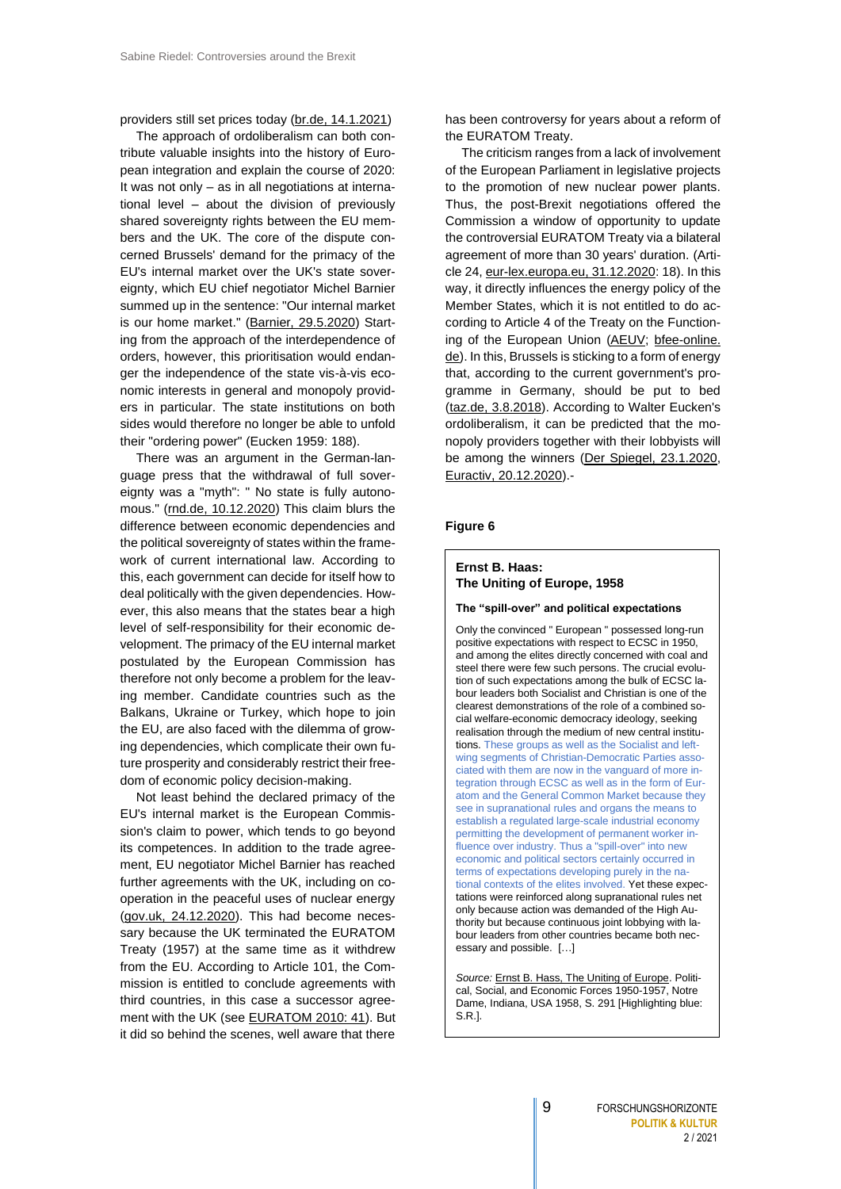providers still set prices today (br.de, 14.1.2021)

The approach of ordoliberalism can both contribute valuable insights into the history of European integration and explain the course of 2020: It was not only – as in all negotiations at international level – about the division of previously shared sovereignty rights between the EU members and the UK. The core of the dispute concerned Brussels' demand for the primacy of the EU's internal market over the UK's state sovereignty, which EU chief negotiator Michel Barnier summed up in the sentence: "Our internal market is our home market." (Barnier, 29.5.2020) Starting from the approach of the interdependence of orders, however, this prioritisation would endanger the independence of the state vis-à-vis economic interests in general and monopoly providers in particular. The state institutions on both sides would therefore no longer be able to unfold their "ordering power" (Eucken 1959: 188).

There was an argument in the German-language press that the withdrawal of full sovereignty was a "myth": " No state is fully autonomous." (rnd.de, 10.12.2020) This claim blurs the difference between economic dependencies and the political sovereignty of states within the framework of current international law. According to this, each government can decide for itself how to deal politically with the given dependencies. However, this also means that the states bear a high level of self-responsibility for their economic development. The primacy of the EU internal market postulated by the European Commission has therefore not only become a problem for the leaving member. Candidate countries such as the Balkans, Ukraine or Turkey, which hope to join the EU, are also faced with the dilemma of growing dependencies, which complicate their own future prosperity and considerably restrict their freedom of economic policy decision-making.

Not least behind the declared primacy of the EU's internal market is the European Commission's claim to power, which tends to go beyond its competences. In addition to the trade agreement, EU negotiator Michel Barnier has reached further agreements with the UK, including on cooperation in the peaceful uses of nuclear energy (gov.uk, 24.12.2020). This had become necessary because the UK terminated the EURATOM Treaty (1957) at the same time as it withdrew from the EU. According to Article 101, the Commission is entitled to conclude agreements with third countries, in this case a successor agreement with the UK (see EURATOM 2010: 41). But it did so behind the scenes, well aware that there has been controversy for years about a reform of the EURATOM Treaty.

The criticism ranges from a lack of involvement of the European Parliament in legislative projects to the promotion of new nuclear power plants. Thus, the post-Brexit negotiations offered the Commission a window of opportunity to update the controversial EURATOM Treaty via a bilateral agreement of more than 30 years' duration. (Article 24, eur-lex.europa.eu, 31.12.2020: 18). In this way, it directly influences the energy policy of the Member States, which it is not entitled to do according to Article 4 of the Treaty on the Functioning of the European Union (AEUV; bfee-online.de). In this, Brussels is sticking to a form of energy that, according to the current government's programme in Germany, should be put to bed (taz.de, 3.8.2018). According to Walter Eucken's ordoliberalism, it can be predicted that the monopoly providers together with their lobbyists will be among the winners (Der Spiegel, 23.1.2020, Euractiv, 20.12.2020).-

**Figure 6**

**Ernst B. Haas: The Uniting of Europe, 1958**

**The "spill-over" and political expectations**

Only the convinced " European " possessed long-run positive expectations with respect to ECSC in 1950, and among the elites directly concerned with coal and steel there were few such persons. The crucial evolution of such expectations among the bulk of ECSC labour leaders both Socialist and Christian is one of the clearest demonstrations of the role of a combined social welfare-economic democracy ideology, seeking realisation through the medium of new central institutions. These groups as well as the Socialist and left-wing segments of Christian-Democratic Parties associated with them are now in the vanguard of more integration through ECSC as well as in the form of Euratom and the General Common Market because they see in supranational rules and organs the means to establish a regulated large-scale industrial economy permitting the development of permanent worker influence over industry. Thus a "spill-over" into new economic and political sectors certainly occurred in terms of expectations developing purely in the national contexts of the elites involved. Yet these expectations were reinforced along supranational rules net only because action was demanded of the High Authority but because continuous joint lobbying with labour leaders from other countries became both necessary and possible. […]

*Source:* Ernst B. Hass, The Uniting of Europe. Political, Social, and Economic Forces 1950-1957, Notre Dame, Indiana, USA 1958, S. 291 [Highlighting blue: S.R.].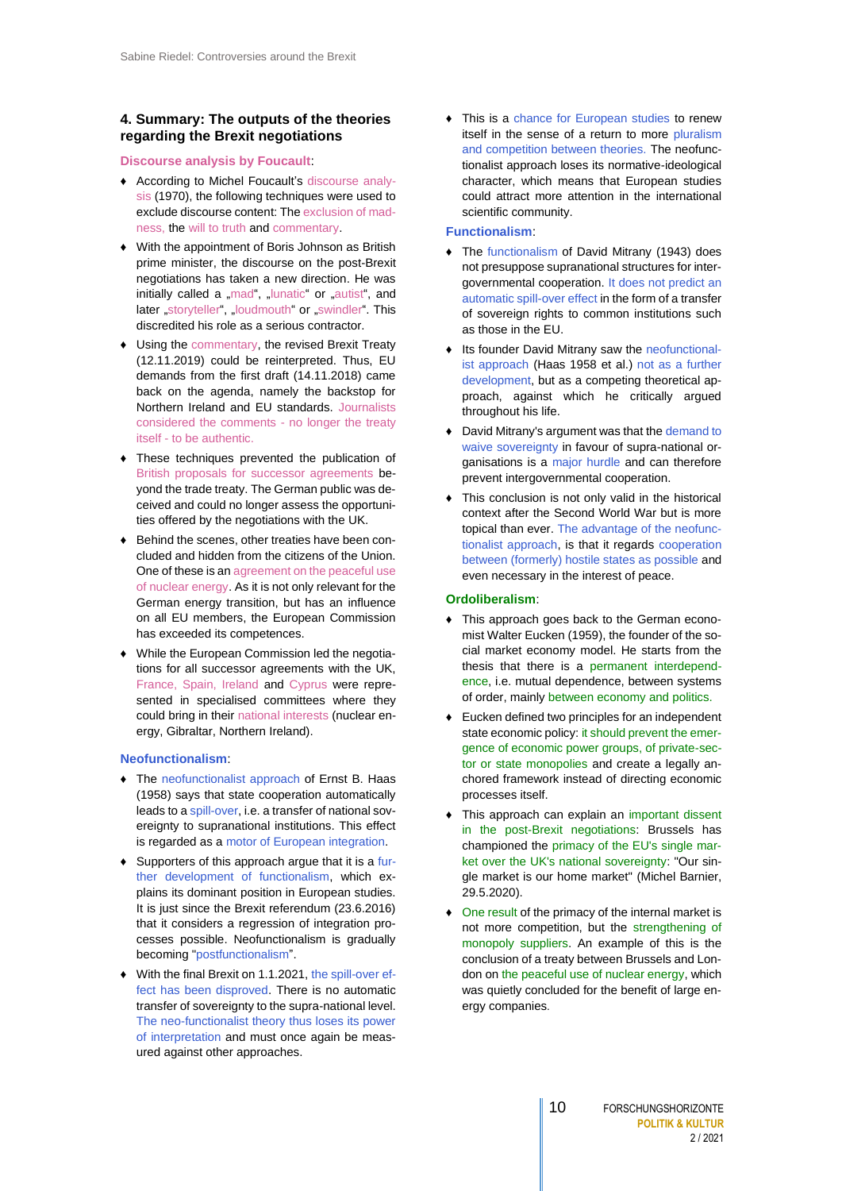## 4. Summary: The outputs of the theories regarding the Brexit negotiations

**Discourse analysis by Foucault**:

- According to Michel Foucault's discourse analysis (1970), the following techniques were used to exclude discourse content: The exclusion of madness, the will to truth and commentary.
- With the appointment of Boris Johnson as British prime minister, the discourse on the post-Brexit negotiations has taken a new direction. He was initially called a „mad", „lunatic" or „autist", and later „storyteller", „loudmouth" or „swindler". This discredited his role as a serious contractor.
- Using the commentary, the revised Brexit Treaty (12.11.2019) could be reinterpreted. Thus, EU demands from the first draft (14.11.2018) came back on the agenda, namely the backstop for Northern Ireland and EU standards. Journalists considered the comments - no longer the treaty itself - to be authentic.
- These techniques prevented the publication of British proposals for successor agreements beyond the trade treaty. The German public was deceived and could no longer assess the opportunities offered by the negotiations with the UK.
- Behind the scenes, other treaties have been concluded and hidden from the citizens of the Union. One of these is an agreement on the peaceful use of nuclear energy. As it is not only relevant for the German energy transition, but has an influence on all EU members, the European Commission has exceeded its competences.
- While the European Commission led the negotiations for all successor agreements with the UK, France, Spain, Ireland and Cyprus were represented in specialised committees where they could bring in their national interests (nuclear energy, Gibraltar, Northern Ireland).

**Neofunctionalism**:

- The neofunctionalist approach of Ernst B. Haas (1958) says that state cooperation automatically leads to a spill-over, i.e. a transfer of national sovereignty to supranational institutions. This effect is regarded as a motor of European integration.
- Supporters of this approach argue that it is a further development of functionalism, which explains its dominant position in European studies. It is just since the Brexit referendum (23.6.2016) that it considers a regression of integration processes possible. Neofunctionalism is gradually becoming "postfunctionalism".
- With the final Brexit on 1.1.2021, the spill-over effect has been disproved. There is no automatic transfer of sovereignty to the supra-national level. The neo-functionalist theory thus loses its power of interpretation and must once again be measured against other approaches.
- This is a chance for European studies to renew itself in the sense of a return to more pluralism and competition between theories. The neofunctionalist approach loses its normative-ideological character, which means that European studies could attract more attention in the international scientific community.

**Functionalism**:

- The functionalism of David Mitrany (1943) does not presuppose supranational structures for intergovernmental cooperation. It does not predict an automatic spill-over effect in the form of a transfer of sovereign rights to common institutions such as those in the EU.
- Its founder David Mitrany saw the neofunctionalist approach (Haas 1958 et al.) not as a further development, but as a competing theoretical approach, against which he critically argued throughout his life.
- David Mitrany's argument was that the demand to waive sovereignty in favour of supra-national organisations is a major hurdle and can therefore prevent intergovernmental cooperation.
- This conclusion is not only valid in the historical context after the Second World War but is more topical than ever. The advantage of the neofunctionalist approach, is that it regards cooperation between (formerly) hostile states as possible and even necessary in the interest of peace.

**Ordoliberalism**:

- This approach goes back to the German economist Walter Eucken (1959), the founder of the social market economy model. He starts from the thesis that there is a permanent interdependence, i.e. mutual dependence, between systems of order, mainly between economy and politics.
- Eucken defined two principles for an independent state economic policy: it should prevent the emergence of economic power groups, of private-sector or state monopolies and create a legally anchored framework instead of directing economic processes itself.
- This approach can explain an important dissent in the post-Brexit negotiations: Brussels has championed the primacy of the EU's single market over the UK's national sovereignty: "Our single market is our home market" (Michel Barnier, 29.5.2020).
- One result of the primacy of the internal market is not more competition, but the strengthening of monopoly suppliers. An example of this is the conclusion of a treaty between Brussels and London on the peaceful use of nuclear energy, which was quietly concluded for the benefit of large energy companies.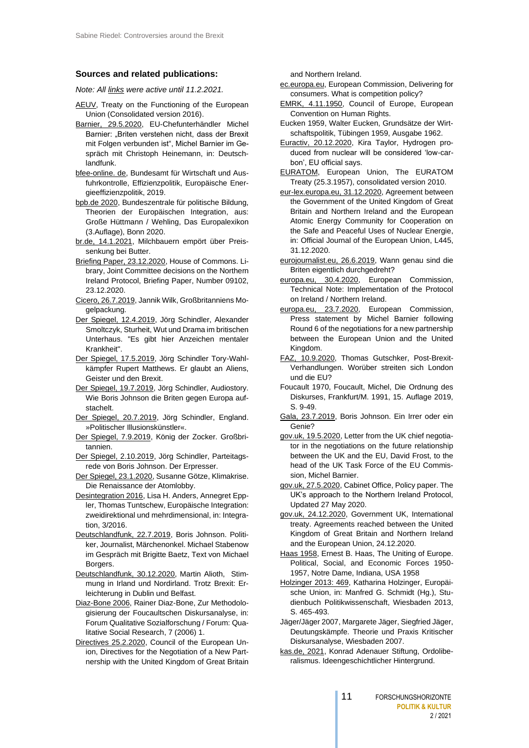### Sources and related publications:

*Note: All links were active until 11.2.2021.*

AEUV, Treaty on the Functioning of the European Union (Consolidated version 2016).

Barnier, 29.5.2020, EU-Chefunterhändler Michel Barnier: „Briten verstehen nicht, dass der Brexit mit Folgen verbunden ist", Michel Barnier im Gespräch mit Christoph Heinemann, in: Deutschlandfunk.

bfee-online. de, Bundesamt für Wirtschaft und Ausfuhrkontrolle, Effizienzpolitik, Europäische Energieeffizienzpolitik, 2019.

bpb.de 2020, Bundeszentrale für politische Bildung, Theorien der Europäischen Integration, aus: Große Hüttmann / Wehling, Das Europalexikon (3.Auflage), Bonn 2020.

br.de, 14.1.2021, Milchbauern empört über Preissenkung bei Butter.

Briefing Paper, 23.12.2020, House of Commons. Library, Joint Committee decisions on the Northern Ireland Protocol, Briefing Paper, Number 09102, 23.12.2020.

Cicero, 26.7.2019, Jannik Wilk, Großbritanniens Mogelpackung.

Der Spiegel, 12.4.2019, Jörg Schindler, Alexander Smoltczyk, Sturheit, Wut und Drama im britischen Unterhaus. "Es gibt hier Anzeichen mentaler Krankheit".

Der Spiegel, 17.5.2019, Jörg Schindler Tory-Wahlkämpfer Rupert Matthews. Er glaubt an Aliens, Geister und den Brexit.

Der Spiegel, 19.7.2019, Jörg Schindler, Audiostory. Wie Boris Johnson die Briten gegen Europa aufstachelt.

Der Spiegel, 20.7.2019, Jörg Schindler, England. »Politischer Illusionskünstler«.

Der Spiegel, 7.9.2019, König der Zocker. Großbritannien.

Der Spiegel, 2.10.2019, Jörg Schindler, Parteitagsrede von Boris Johnson. Der Erpresser.

Der Spiegel, 23.1.2020, Susanne Götze, Klimakrise. Die Renaissance der Atomlobby.

Desintegration 2016, Lisa H. Anders, Annegret Eppler, Thomas Tuntschew, Europäische Integration: zweidirektional und mehrdimensional, in: Integration, 3/2016.

Deutschlandfunk, 22.7.2019, Boris Johnson. Politiker, Journalist, Märchenonkel. Michael Stabenow im Gespräch mit Brigitte Baetz, Text von Michael Borgers.

Deutschlandfunk, 30.12.2020, Martin Alioth, Stimmung in Irland und Nordirland. Trotz Brexit: Erleichterung in Dublin und Belfast.

Diaz-Bone 2006, Rainer Diaz-Bone, Zur Methodologisierung der Foucaultschen Diskursanalyse, in: Forum Qualitative Sozialforschung / Forum: Qualitative Social Research, 7 (2006) 1.

Directives 25.2.2020, Council of the European Union, Directives for the Negotiation of a New Partnership with the United Kingdom of Great Britain and Northern Ireland.

ec.europa.eu, European Commission, Delivering for consumers. What is competition policy?

EMRK, 4.11.1950, Council of Europe, European Convention on Human Rights.

Eucken 1959, Walter Eucken, Grundsätze der Wirtschaftspolitik, Tübingen 1959, Ausgabe 1962.

Euractiv, 20.12.2020, Kira Taylor, Hydrogen produced from nuclear will be considered 'low-carbon', EU official says.

EURATOM, European Union, The EURATOM Treaty (25.3.1957), consolidated version 2010.

eur-lex.europa.eu, 31.12.2020, Agreement between the Government of the United Kingdom of Great Britain and Northern Ireland and the European Atomic Energy Community for Cooperation on the Safe and Peaceful Uses of Nuclear Energie, in: Official Journal of the European Union, L445, 31.12.2020.

eurojournalist.eu, 26.6.2019, Wann genau sind die Briten eigentlich durchgedreht?

europa.eu, 30.4.2020, European Commission, Technical Note: Implementation of the Protocol on Ireland / Northern Ireland.

europa.eu, 23.7.2020, European Commission, Press statement by Michel Barnier following Round 6 of the negotiations for a new partnership between the European Union and the United Kingdom.

FAZ, 10.9.2020, Thomas Gutschker, Post-Brexit-Verhandlungen. Worüber streiten sich London und die EU?

Foucault 1970, Foucault, Michel, Die Ordnung des Diskurses, Frankfurt/M. 1991, 15. Auflage 2019, S. 9-49.

Gala, 23.7.2019, Boris Johnson. Ein Irrer oder ein Genie?

gov.uk, 19.5.2020, Letter from the UK chief negotiator in the negotiations on the future relationship between the UK and the EU, David Frost, to the head of the UK Task Force of the EU Commission, Michel Barnier.

gov.uk, 27.5.2020, Cabinet Office, Policy paper. The UK's approach to the Northern Ireland Protocol, Updated 27 May 2020.

gov.uk, 24.12.2020, Government UK, International treaty. Agreements reached between the United Kingdom of Great Britain and Northern Ireland and the European Union, 24.12.2020.

Haas 1958, Ernest B. Haas, The Uniting of Europe. Political, Social, and Economic Forces 1950-1957, Notre Dame, Indiana, USA 1958

Holzinger 2013: 469, Katharina Holzinger, Europäische Union, in: Manfred G. Schmidt (Hg.), Studienbuch Politikwissenschaft, Wiesbaden 2013, S. 465-493.

Jäger/Jäger 2007, Margarete Jäger, Siegfried Jäger, Deutungskämpfe. Theorie und Praxis Kritischer Diskursanalyse, Wiesbaden 2007.

kas.de, 2021, Konrad Adenauer Stiftung, Ordoliberalismus. Ideengeschichtlicher Hintergrund.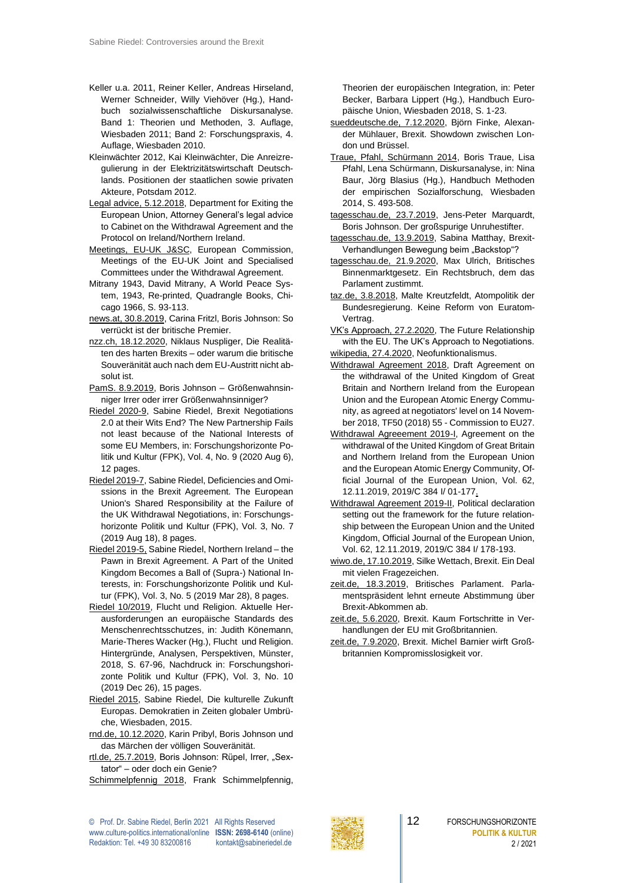Keller u.a. 2011, Reiner Keller, Andreas Hirseland, Werner Schneider, Willy Viehöver (Hg.), Handbuch sozialwissenschaftliche Diskursanalyse. Band 1: Theorien und Methoden, 3. Auflage, Wiesbaden 2011; Band 2: Forschungspraxis, 4. Auflage, Wiesbaden 2010.

Kleinwächter 2012, Kai Kleinwächter, Die Anreizregulierung in der Elektrizitätswirtschaft Deutschlands. Positionen der staatlichen sowie privaten Akteure, Potsdam 2012.

Legal advice, 5.12.2018, Department for Exiting the European Union, Attorney General's legal advice to Cabinet on the Withdrawal Agreement and the Protocol on Ireland/Northern Ireland.

Meetings, EU-UK J&SC, European Commission, Meetings of the EU-UK Joint and Specialised Committees under the Withdrawal Agreement.

Mitrany 1943, David Mitrany, A World Peace System, 1943, Re-printed, Quadrangle Books, Chicago 1966, S. 93-113.

news.at, 30.8.2019, Carina Fritzl, Boris Johnson: So verrückt ist der britische Premier.

nzz.ch, 18.12.2020, Niklaus Nuspliger, Die Realitäten des harten Brexits – oder warum die britische Souveränität auch nach dem EU-Austritt nicht absolut ist.

PamS. 8.9.2019, Boris Johnson – Größenwahnsinniger Irrer oder irrer Größenwahnsinniger?

Riedel 2020-9, Sabine Riedel, Brexit Negotiations 2.0 at their Wits End? The New Partnership Fails not least because of the National Interests of some EU Members, in: Forschungshorizonte Politik und Kultur (FPK), Vol. 4, No. 9 (2020 Aug 6), 12 pages.

Riedel 2019-7, Sabine Riedel, Deficiencies and Omissions in the Brexit Agreement. The European Union's Shared Responsibility at the Failure of the UK Withdrawal Negotiations, in: Forschungshorizonte Politik und Kultur (FPK), Vol. 3, No. 7 (2019 Aug 18), 8 pages.

Riedel 2019-5, Sabine Riedel, Northern Ireland – the Pawn in Brexit Agreement. A Part of the United Kingdom Becomes a Ball of (Supra-) National Interests, in: Forschungshorizonte Politik und Kultur (FPK), Vol. 3, No. 5 (2019 Mar 28), 8 pages.

Riedel 10/2019, Flucht und Religion. Aktuelle Herausforderungen an europäische Standards des Menschenrechtsschutzes, in: Judith Könemann, Marie-Theres Wacker (Hg.), Flucht und Religion. Hintergründe, Analysen, Perspektiven, Münster, 2018, S. 67-96, Nachdruck in: Forschungshorizonte Politik und Kultur (FPK), Vol. 3, No. 10 (2019 Dec 26), 15 pages.

Riedel 2015, Sabine Riedel, Die kulturelle Zukunft Europas. Demokratien in Zeiten globaler Umbrüche, Wiesbaden, 2015.

rnd.de, 10.12.2020, Karin Pribyl, Boris Johnson und das Märchen der völligen Souveränität.

rtl.de, 25.7.2019, Boris Johnson: Rüpel, Irrer, „Sextator" – oder doch ein Genie?

Schimmelpfennig 2018, Frank Schimmelpfennig, Theorien der europäischen Integration, in: Peter Becker, Barbara Lippert (Hg.), Handbuch Europäische Union, Wiesbaden 2018, S. 1-23.

sueddeutsche.de, 7.12.2020, Björn Finke, Alexander Mühlauer, Brexit. Showdown zwischen London und Brüssel.

Traue, Pfahl, Schürmann 2014, Boris Traue, Lisa Pfahl, Lena Schürmann, Diskursanalyse, in: Nina Baur, Jörg Blasius (Hg.), Handbuch Methoden der empirischen Sozialforschung, Wiesbaden 2014, S. 493-508.

tagesschau.de, 23.7.2019, Jens-Peter Marquardt, Boris Johnson. Der großspurige Unruhestifter.

tagesschau.de, 13.9.2019, Sabina Matthay, Brexit-Verhandlungen Bewegung beim „Backstop"?

tagesschau.de, 21.9.2020, Max Ulrich, Britisches Binnenmarktgesetz. Ein Rechtsbruch, dem das Parlament zustimmt.

taz.de, 3.8.2018, Malte Kreutzfeldt, Atompolitik der Bundesregierung. Keine Reform von Euratom-Vertrag.

VK's Approach, 27.2.2020, The Future Relationship with the EU. The UK's Approach to Negotiations.

wikipedia, 27.4.2020, Neofunktionalismus.

Withdrawal Agreement 2018, Draft Agreement on the withdrawal of the United Kingdom of Great Britain and Northern Ireland from the European Union and the European Atomic Energy Community, as agreed at negotiators' level on 14 November 2018, TF50 (2018) 55 - Commission to EU27.

Withdrawal Agreeement 2019-I, Agreement on the withdrawal of the United Kingdom of Great Britain and Northern Ireland from the European Union and the European Atomic Energy Community, Official Journal of the European Union, Vol. 62, 12.11.2019, 2019/C 384 I/ 01-177.

Withdrawal Agreement 2019-II, Political declaration setting out the framework for the future relationship between the European Union and the United Kingdom, Official Journal of the European Union, Vol. 62, 12.11.2019, 2019/C 384 I/ 178-193.

wiwo.de, 17.10.2019, Silke Wettach, Brexit. Ein Deal mit vielen Fragezeichen.

zeit.de, 18.3.2019, Britisches Parlament. Parlamentspräsident lehnt erneute Abstimmung über Brexit-Abkommen ab.

zeit.de, 5.6.2020, Brexit. Kaum Fortschritte in Verhandlungen der EU mit Großbritannien.

zeit.de, 7.9.2020, Brexit. Michel Barnier wirft Großbritannien Kompromisslosigkeit vor.